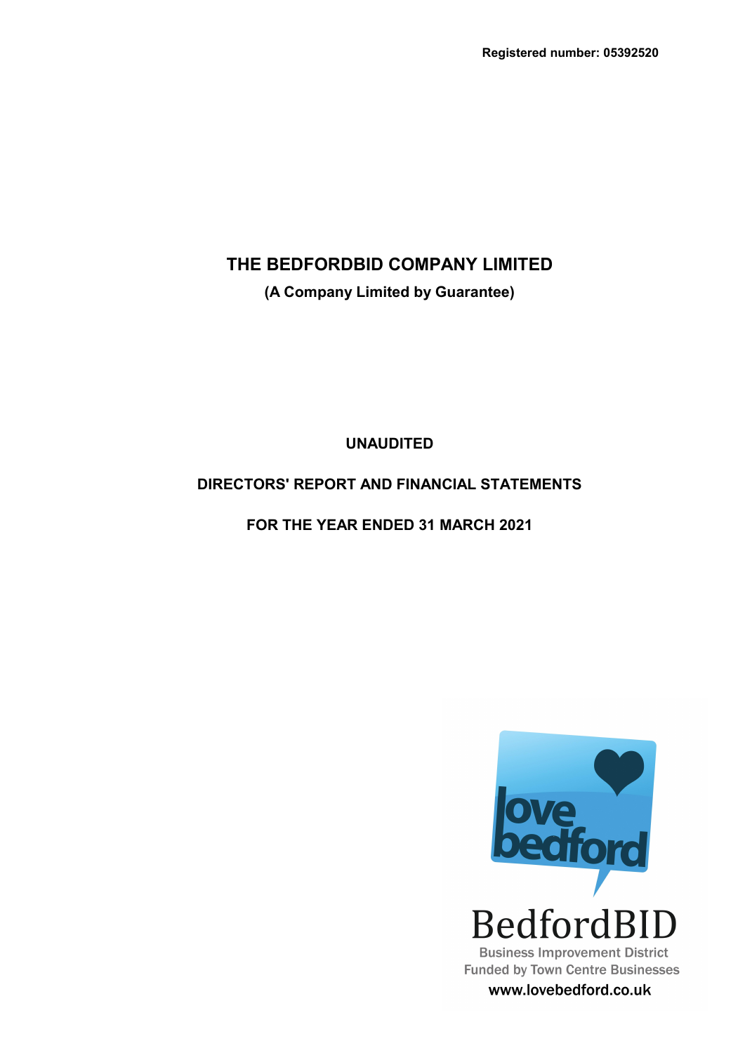Registered number: 05392520

# THE BEDFORDBID COMPANY LIMITED

**(A Company Limited by Guarantee)**

**UNAUDITED**

**DIRECTORS' REPORT AND FINANCIAL STATEMENTS**

**FOR THE YEAR ENDED 31 MARCH 2021**

love bedford

BedfordBID

Business Improvement District
Funded by Town Centre Businesses

www.lovebedford.co.uk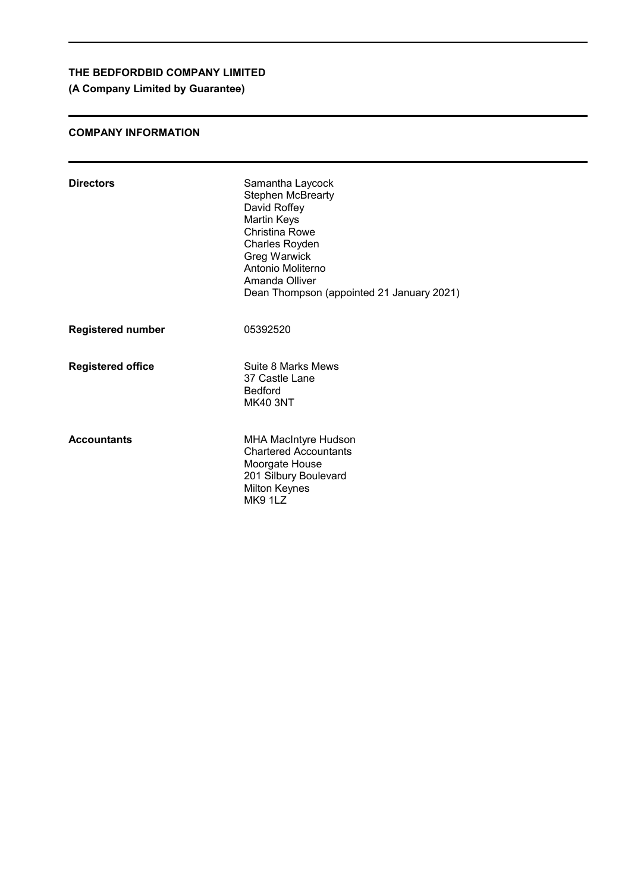**THE BEDFORDBID COMPANY LIMITED**

**(A Company Limited by Guarantee)**

---

**COMPANY INFORMATION**

---

| | |
|---|---|
| **Directors** | Samantha Laycock<br>Stephen McBrearty<br>David Roffey<br>Martin Keys<br>Christina Rowe<br>Charles Royden<br>Greg Warwick<br>Antonio Moliterno<br>Amanda Olliver<br>Dean Thompson (appointed 21 January 2021) |
| **Registered number** | 05392520 |
| **Registered office** | Suite 8 Marks Mews<br>37 Castle Lane<br>Bedford<br>MK40 3NT |
| **Accountants** | MHA MacIntyre Hudson<br>Chartered Accountants<br>Moorgate House<br>201 Silbury Boulevard<br>Milton Keynes<br>MK9 1LZ |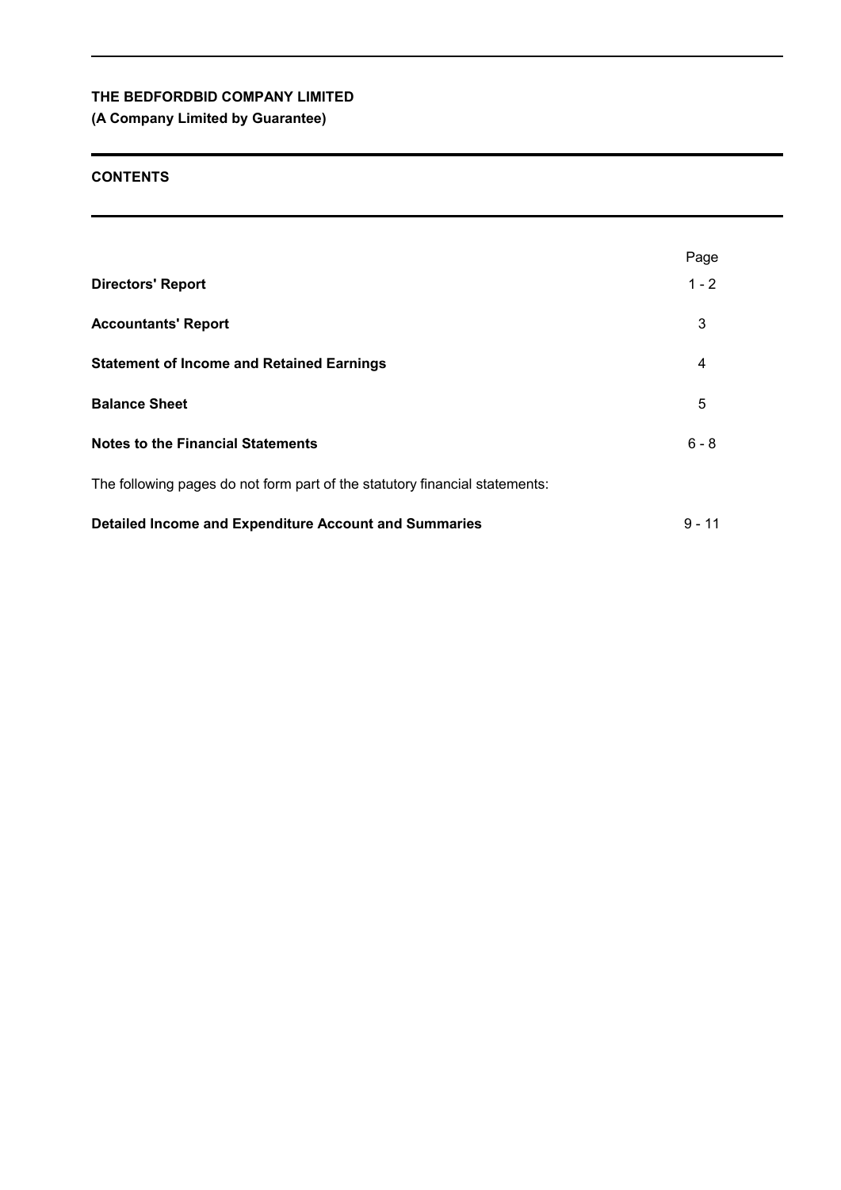**THE BEDFORDBID COMPANY LIMITED**
**(A Company Limited by Guarantee)**

## CONTENTS

| | Page |
|---|---|
| **Directors' Report** | 1 - 2 |
| **Accountants' Report** | 3 |
| **Statement of Income and Retained Earnings** | 4 |
| **Balance Sheet** | 5 |
| **Notes to the Financial Statements** | 6 - 8 |
| The following pages do not form part of the statutory financial statements: | |
| **Detailed Income and Expenditure Account and Summaries** | 9 - 11 |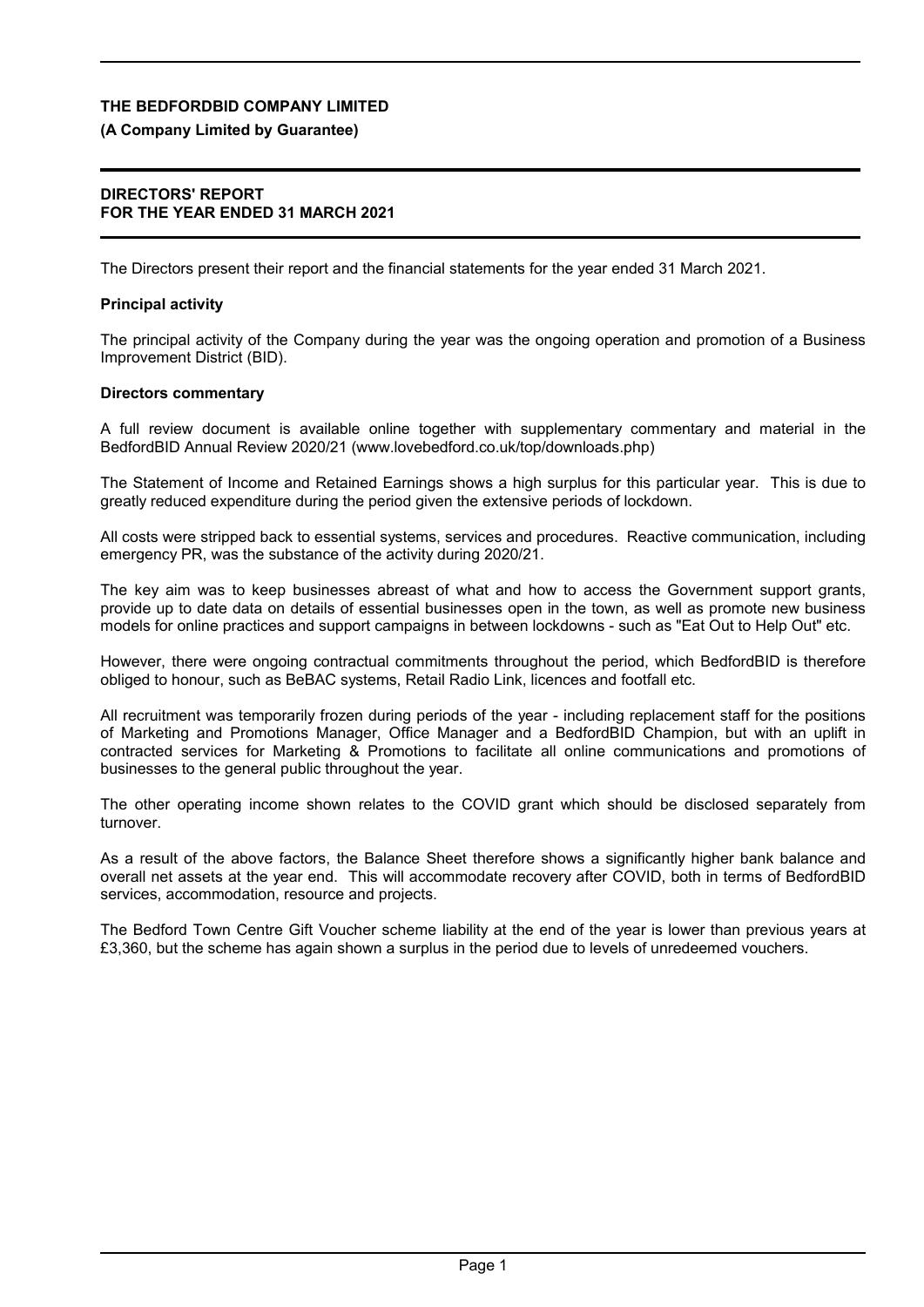**THE BEDFORDBID COMPANY LIMITED**

**(A Company Limited by Guarantee)**

**DIRECTORS' REPORT**
**FOR THE YEAR ENDED 31 MARCH 2021**

The Directors present their report and the financial statements for the year ended 31 March 2021.

**Principal activity**

The principal activity of the Company during the year was the ongoing operation and promotion of a Business Improvement District (BID).

**Directors commentary**

A full review document is available online together with supplementary commentary and material in the BedfordBID Annual Review 2020/21 (www.lovebedford.co.uk/top/downloads.php)

The Statement of Income and Retained Earnings shows a high surplus for this particular year. This is due to greatly reduced expenditure during the period given the extensive periods of lockdown.

All costs were stripped back to essential systems, services and procedures. Reactive communication, including emergency PR, was the substance of the activity during 2020/21.

The key aim was to keep businesses abreast of what and how to access the Government support grants, provide up to date data on details of essential businesses open in the town, as well as promote new business models for online practices and support campaigns in between lockdowns - such as "Eat Out to Help Out" etc.

However, there were ongoing contractual commitments throughout the period, which BedfordBID is therefore obliged to honour, such as BeBAC systems, Retail Radio Link, licences and footfall etc.

All recruitment was temporarily frozen during periods of the year - including replacement staff for the positions of Marketing and Promotions Manager, Office Manager and a BedfordBID Champion, but with an uplift in contracted services for Marketing & Promotions to facilitate all online communications and promotions of businesses to the general public throughout the year.

The other operating income shown relates to the COVID grant which should be disclosed separately from turnover.

As a result of the above factors, the Balance Sheet therefore shows a significantly higher bank balance and overall net assets at the year end. This will accommodate recovery after COVID, both in terms of BedfordBID services, accommodation, resource and projects.

The Bedford Town Centre Gift Voucher scheme liability at the end of the year is lower than previous years at £3,360, but the scheme has again shown a surplus in the period due to levels of unredeemed vouchers.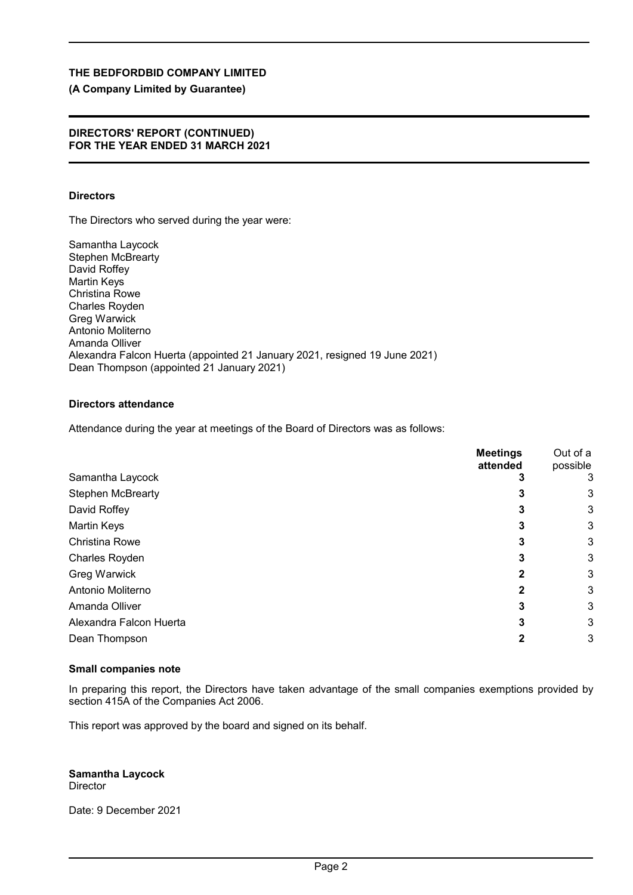**THE BEDFORDBID COMPANY LIMITED**

**(A Company Limited by Guarantee)**

**DIRECTORS' REPORT (CONTINUED)**
**FOR THE YEAR ENDED 31 MARCH 2021**

### Directors

The Directors who served during the year were:

Samantha Laycock
Stephen McBrearty
David Roffey
Martin Keys
Christina Rowe
Charles Royden
Greg Warwick
Antonio Moliterno
Amanda Olliver
Alexandra Falcon Huerta (appointed 21 January 2021, resigned 19 June 2021)
Dean Thompson (appointed 21 January 2021)

### Directors attendance

Attendance during the year at meetings of the Board of Directors was as follows:

| | **Meetings attended** | Out of a possible |
|---|---|---|
| Samantha Laycock | **3** | 3 |
| Stephen McBrearty | **3** | 3 |
| David Roffey | **3** | 3 |
| Martin Keys | **3** | 3 |
| Christina Rowe | **3** | 3 |
| Charles Royden | **3** | 3 |
| Greg Warwick | **2** | 3 |
| Antonio Moliterno | **2** | 3 |
| Amanda Olliver | **3** | 3 |
| Alexandra Falcon Huerta | **3** | 3 |
| Dean Thompson | **2** | 3 |

### Small companies note

In preparing this report, the Directors have taken advantage of the small companies exemptions provided by section 415A of the Companies Act 2006.

This report was approved by the board and signed on its behalf.

**Samantha Laycock**
Director

Date: 9 December 2021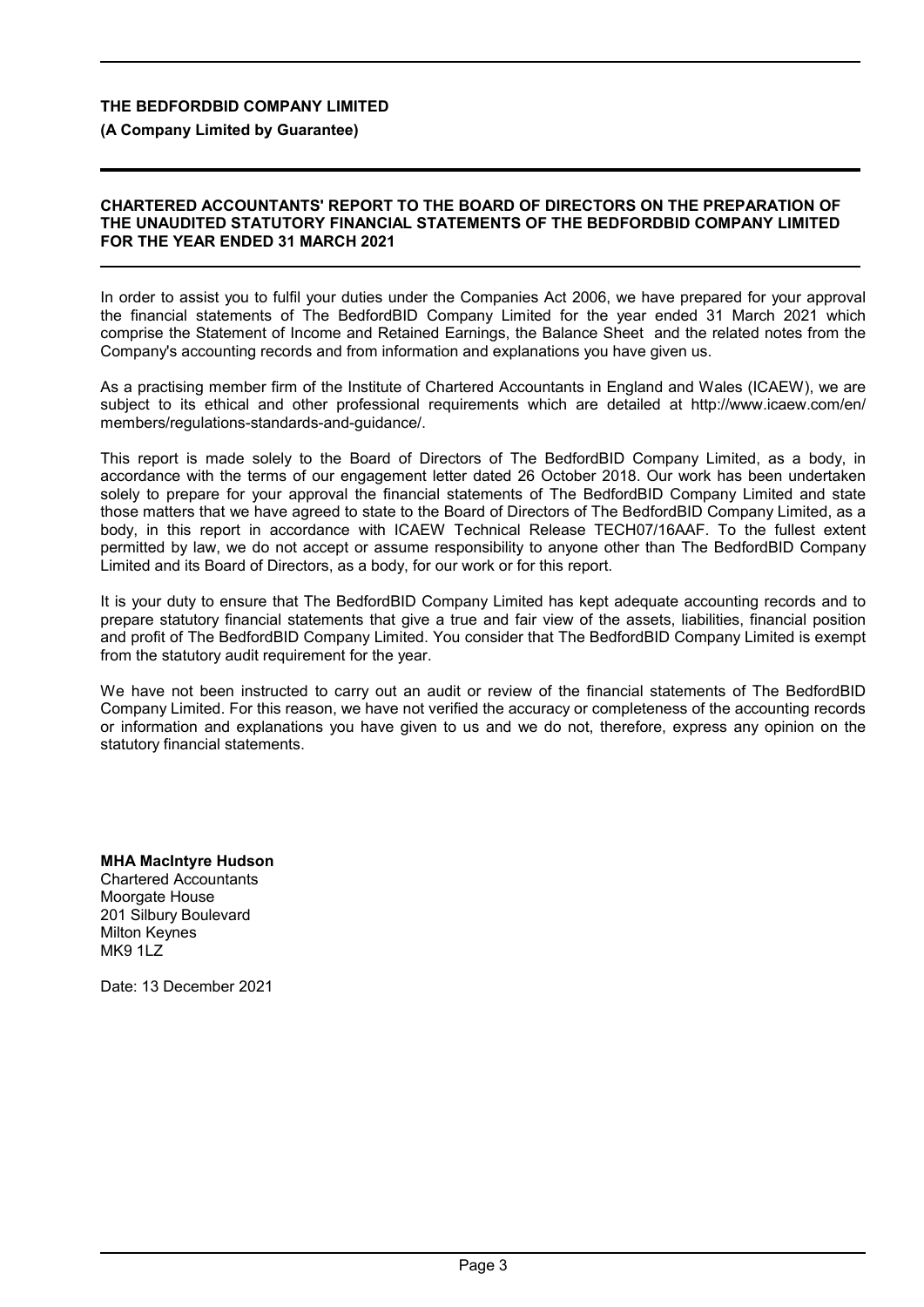**THE BEDFORDBID COMPANY LIMITED**

**(A Company Limited by Guarantee)**

## CHARTERED ACCOUNTANTS' REPORT TO THE BOARD OF DIRECTORS ON THE PREPARATION OF THE UNAUDITED STATUTORY FINANCIAL STATEMENTS OF THE BEDFORDBID COMPANY LIMITED FOR THE YEAR ENDED 31 MARCH 2021

In order to assist you to fulfil your duties under the Companies Act 2006, we have prepared for your approval the financial statements of The BedfordBID Company Limited for the year ended 31 March 2021 which comprise the Statement of Income and Retained Earnings, the Balance Sheet and the related notes from the Company's accounting records and from information and explanations you have given us.

As a practising member firm of the Institute of Chartered Accountants in England and Wales (ICAEW), we are subject to its ethical and other professional requirements which are detailed at http://www.icaew.com/en/members/regulations-standards-and-guidance/.

This report is made solely to the Board of Directors of The BedfordBID Company Limited, as a body, in accordance with the terms of our engagement letter dated 26 October 2018. Our work has been undertaken solely to prepare for your approval the financial statements of The BedfordBID Company Limited and state those matters that we have agreed to state to the Board of Directors of The BedfordBID Company Limited, as a body, in this report in accordance with ICAEW Technical Release TECH07/16AAF. To the fullest extent permitted by law, we do not accept or assume responsibility to anyone other than The BedfordBID Company Limited and its Board of Directors, as a body, for our work or for this report.

It is your duty to ensure that The BedfordBID Company Limited has kept adequate accounting records and to prepare statutory financial statements that give a true and fair view of the assets, liabilities, financial position and profit of The BedfordBID Company Limited. You consider that The BedfordBID Company Limited is exempt from the statutory audit requirement for the year.

We have not been instructed to carry out an audit or review of the financial statements of The BedfordBID Company Limited. For this reason, we have not verified the accuracy or completeness of the accounting records or information and explanations you have given to us and we do not, therefore, express any opinion on the statutory financial statements.

**MHA MacIntyre Hudson**
Chartered Accountants
Moorgate House
201 Silbury Boulevard
Milton Keynes
MK9 1LZ

Date: 13 December 2021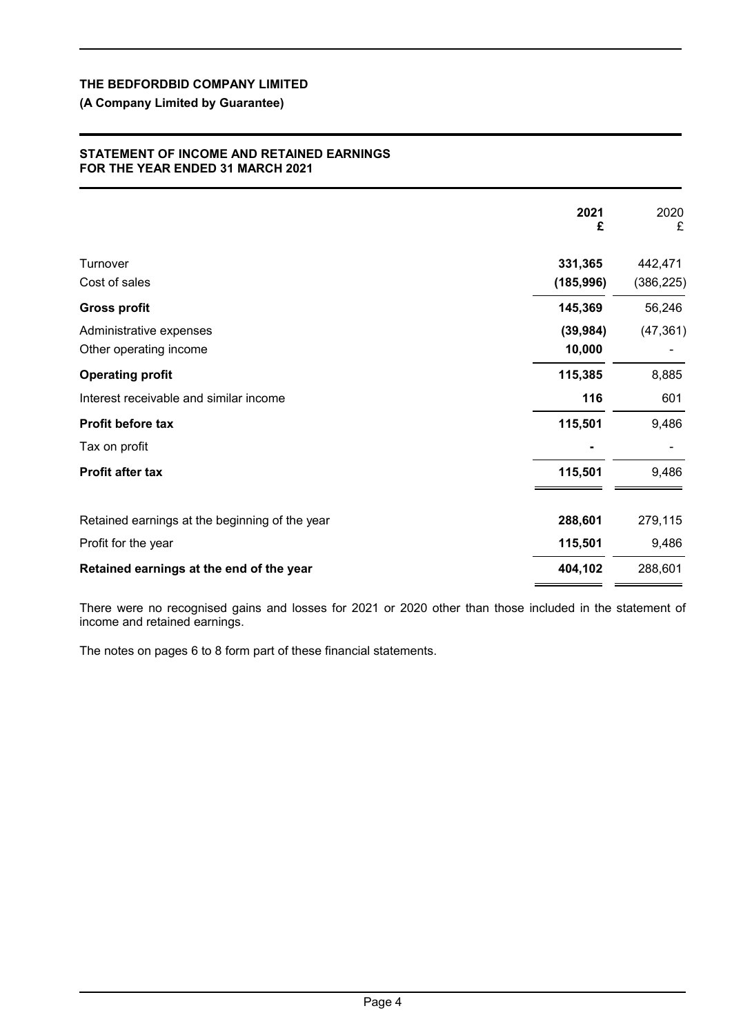**THE BEDFORDBID COMPANY LIMITED**

**(A Company Limited by Guarantee)**

**STATEMENT OF INCOME AND RETAINED EARNINGS**
**FOR THE YEAR ENDED 31 MARCH 2021**

| | **2021** **£** | 2020 £ |
|---|---|---|
| Turnover | **331,365** | 442,471 |
| Cost of sales | **(185,996)** | (386,225) |
| **Gross profit** | **145,369** | 56,246 |
| Administrative expenses | **(39,984)** | (47,361) |
| Other operating income | **10,000** | - |
| **Operating profit** | **115,385** | 8,885 |
| Interest receivable and similar income | **116** | 601 |
| **Profit before tax** | **115,501** | 9,486 |
| Tax on profit | **-** | - |
| **Profit after tax** | **115,501** | 9,486 |
| | | |
| Retained earnings at the beginning of the year | **288,601** | 279,115 |
| Profit for the year | **115,501** | 9,486 |
| **Retained earnings at the end of the year** | **404,102** | 288,601 |

There were no recognised gains and losses for 2021 or 2020 other than those included in the statement of income and retained earnings.

The notes on pages 6 to 8 form part of these financial statements.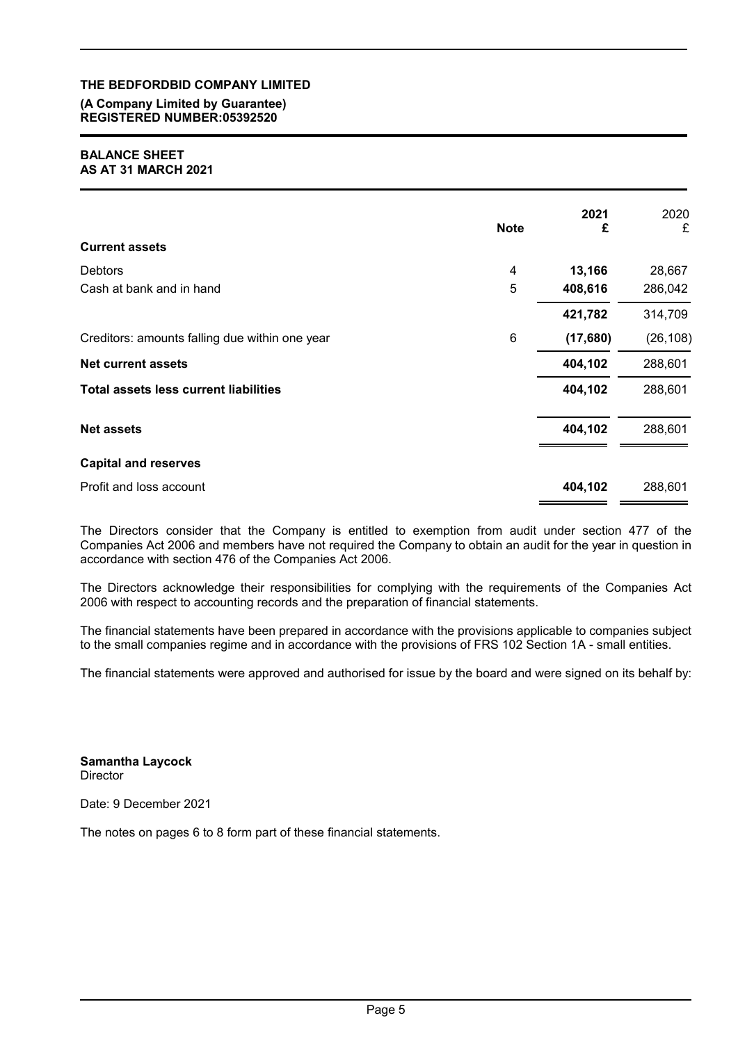**THE BEDFORDBID COMPANY LIMITED**

**(A Company Limited by Guarantee)**
**REGISTERED NUMBER:05392520**

## BALANCE SHEET
## AS AT 31 MARCH 2021

| | Note | 2021 £ | 2020 £ |
|---|---|---|---|
| **Current assets** | | | |
| Debtors | 4 | **13,166** | 28,667 |
| Cash at bank and in hand | 5 | **408,616** | 286,042 |
| | | **421,782** | 314,709 |
| Creditors: amounts falling due within one year | 6 | **(17,680)** | (26,108) |
| **Net current assets** | | **404,102** | 288,601 |
| **Total assets less current liabilities** | | **404,102** | 288,601 |
| **Net assets** | | **404,102** | 288,601 |
| **Capital and reserves** | | | |
| Profit and loss account | | **404,102** | 288,601 |

The Directors consider that the Company is entitled to exemption from audit under section 477 of the Companies Act 2006 and members have not required the Company to obtain an audit for the year in question in accordance with section 476 of the Companies Act 2006.

The Directors acknowledge their responsibilities for complying with the requirements of the Companies Act 2006 with respect to accounting records and the preparation of financial statements.

The financial statements have been prepared in accordance with the provisions applicable to companies subject to the small companies regime and in accordance with the provisions of FRS 102 Section 1A - small entities.

The financial statements were approved and authorised for issue by the board and were signed on its behalf by:

**Samantha Laycock**
Director

Date: 9 December 2021

The notes on pages 6 to 8 form part of these financial statements.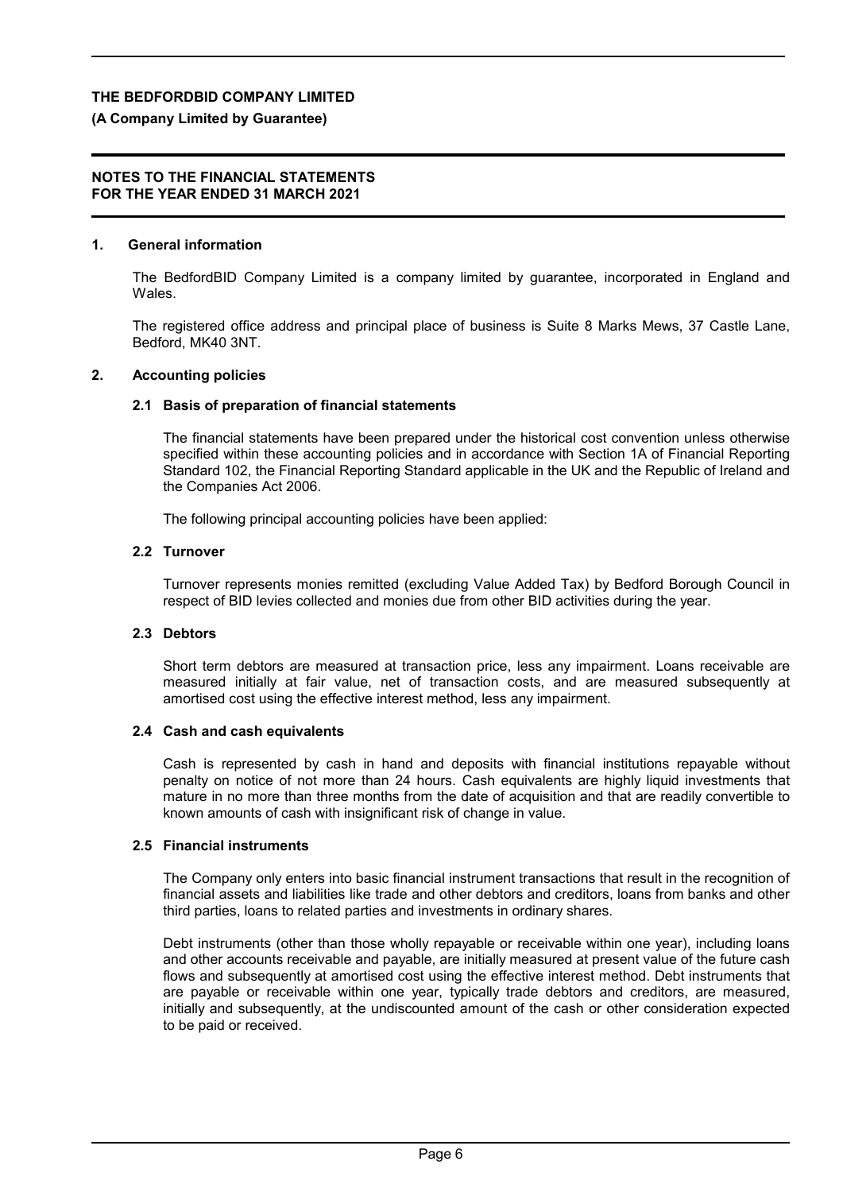**THE BEDFORDBID COMPANY LIMITED**

**(A Company Limited by Guarantee)**

**NOTES TO THE FINANCIAL STATEMENTS**
**FOR THE YEAR ENDED 31 MARCH 2021**

## 1. General information

The BedfordBID Company Limited is a company limited by guarantee, incorporated in England and Wales.

The registered office address and principal place of business is Suite 8 Marks Mews, 37 Castle Lane, Bedford, MK40 3NT.

## 2. Accounting policies

### 2.1 Basis of preparation of financial statements

The financial statements have been prepared under the historical cost convention unless otherwise specified within these accounting policies and in accordance with Section 1A of Financial Reporting Standard 102, the Financial Reporting Standard applicable in the UK and the Republic of Ireland and the Companies Act 2006.

The following principal accounting policies have been applied:

### 2.2 Turnover

Turnover represents monies remitted (excluding Value Added Tax) by Bedford Borough Council in respect of BID levies collected and monies due from other BID activities during the year.

### 2.3 Debtors

Short term debtors are measured at transaction price, less any impairment. Loans receivable are measured initially at fair value, net of transaction costs, and are measured subsequently at amortised cost using the effective interest method, less any impairment.

### 2.4 Cash and cash equivalents

Cash is represented by cash in hand and deposits with financial institutions repayable without penalty on notice of not more than 24 hours. Cash equivalents are highly liquid investments that mature in no more than three months from the date of acquisition and that are readily convertible to known amounts of cash with insignificant risk of change in value.

### 2.5 Financial instruments

The Company only enters into basic financial instrument transactions that result in the recognition of financial assets and liabilities like trade and other debtors and creditors, loans from banks and other third parties, loans to related parties and investments in ordinary shares.

Debt instruments (other than those wholly repayable or receivable within one year), including loans and other accounts receivable and payable, are initially measured at present value of the future cash flows and subsequently at amortised cost using the effective interest method. Debt instruments that are payable or receivable within one year, typically trade debtors and creditors, are measured, initially and subsequently, at the undiscounted amount of the cash or other consideration expected to be paid or received.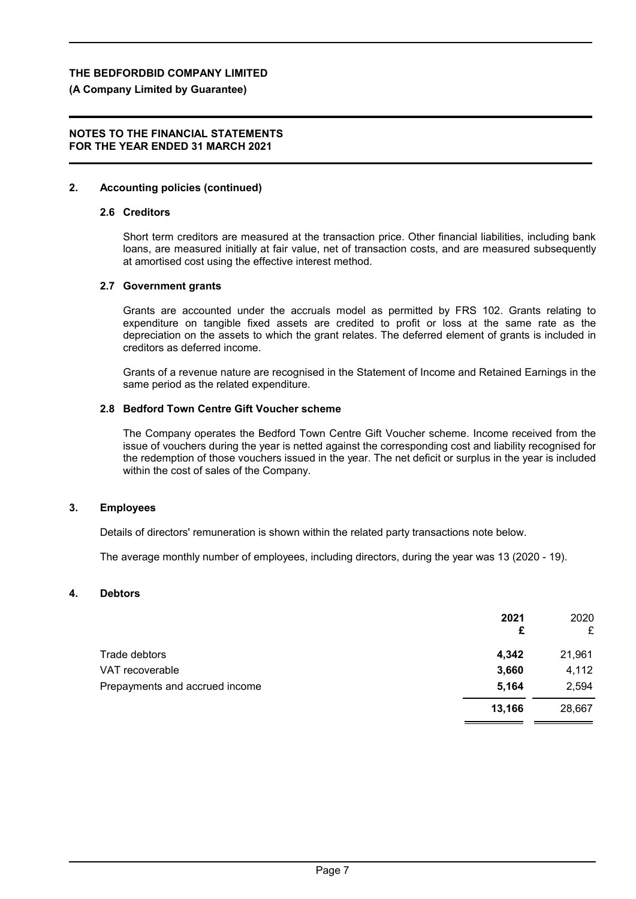## 2. Accounting policies (continued)

### 2.6 Creditors

Short term creditors are measured at the transaction price. Other financial liabilities, including bank loans, are measured initially at fair value, net of transaction costs, and are measured subsequently at amortised cost using the effective interest method.

### 2.7 Government grants

Grants are accounted under the accruals model as permitted by FRS 102. Grants relating to expenditure on tangible fixed assets are credited to profit or loss at the same rate as the depreciation on the assets to which the grant relates. The deferred element of grants is included in creditors as deferred income.

Grants of a revenue nature are recognised in the Statement of Income and Retained Earnings in the same period as the related expenditure.

### 2.8 Bedford Town Centre Gift Voucher scheme

The Company operates the Bedford Town Centre Gift Voucher scheme. Income received from the issue of vouchers during the year is netted against the corresponding cost and liability recognised for the redemption of those vouchers issued in the year. The net deficit or surplus in the year is included within the cost of sales of the Company.

## 3. Employees

Details of directors' remuneration is shown within the related party transactions note below.

The average monthly number of employees, including directors, during the year was 13 (2020 - 19).

## 4. Debtors

| | **2021** **£** | 2020 £ |
|---|---|---|
| Trade debtors | **4,342** | 21,961 |
| VAT recoverable | **3,660** | 4,112 |
| Prepayments and accrued income | **5,164** | 2,594 |
| | **13,166** | 28,667 |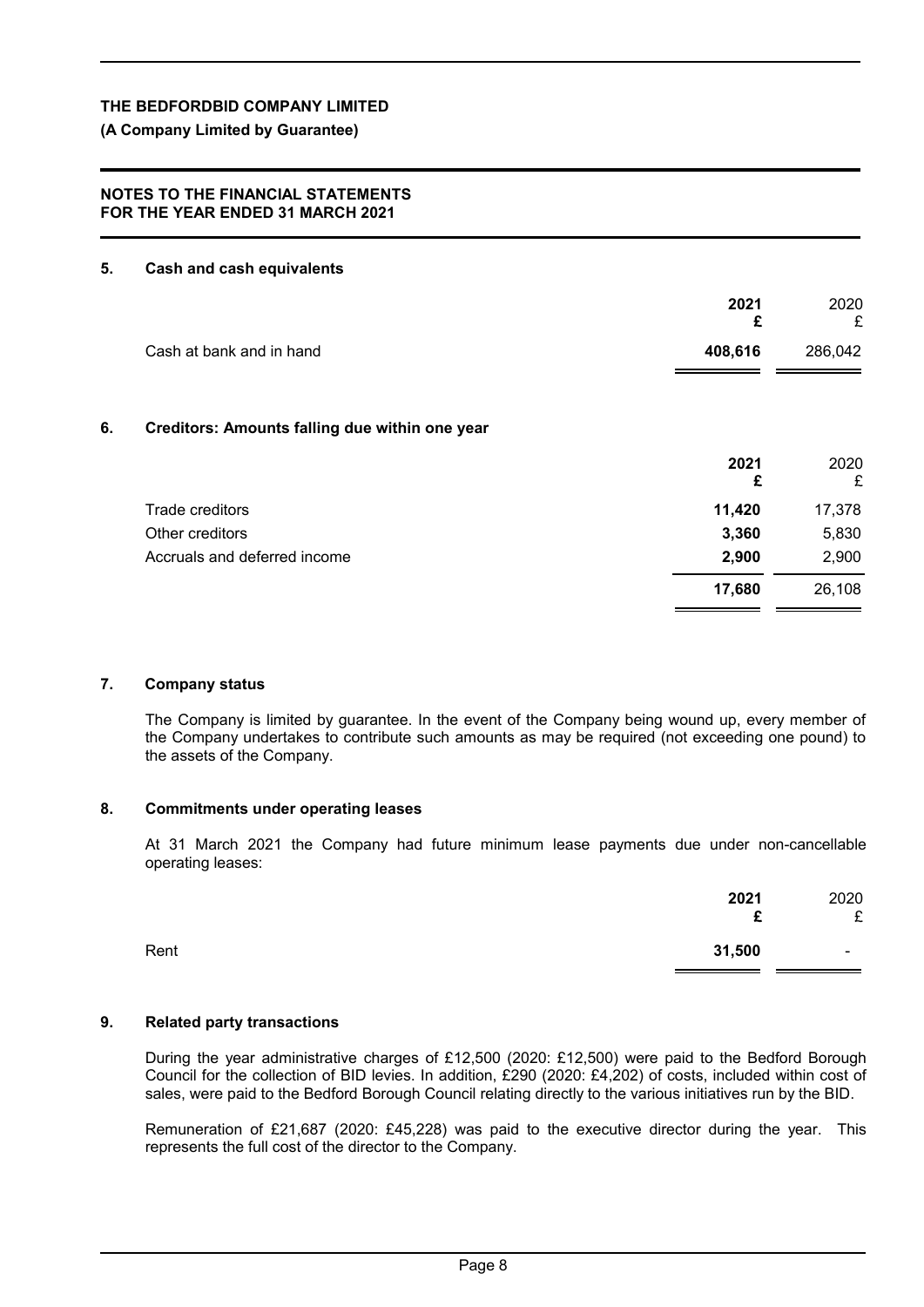# THE BEDFORDBID COMPANY LIMITED

**(A Company Limited by Guarantee)**

**NOTES TO THE FINANCIAL STATEMENTS**
**FOR THE YEAR ENDED 31 MARCH 2021**

## 5. Cash and cash equivalents

| | 2021 £ | 2020 £ |
|---|---|---|
| Cash at bank and in hand | **408,616** | 286,042 |

## 6. Creditors: Amounts falling due within one year

| | 2021 £ | 2020 £ |
|---|---|---|
| Trade creditors | **11,420** | 17,378 |
| Other creditors | **3,360** | 5,830 |
| Accruals and deferred income | **2,900** | 2,900 |
| | **17,680** | 26,108 |

## 7. Company status

The Company is limited by guarantee. In the event of the Company being wound up, every member of the Company undertakes to contribute such amounts as may be required (not exceeding one pound) to the assets of the Company.

## 8. Commitments under operating leases

At 31 March 2021 the Company had future minimum lease payments due under non-cancellable operating leases:

| | 2021 £ | 2020 £ |
|---|---|---|
| Rent | **31,500** | - |

## 9. Related party transactions

During the year administrative charges of £12,500 (2020: £12,500) were paid to the Bedford Borough Council for the collection of BID levies. In addition, £290 (2020: £4,202) of costs, included within cost of sales, were paid to the Bedford Borough Council relating directly to the various initiatives run by the BID.

Remuneration of £21,687 (2020: £45,228) was paid to the executive director during the year. This represents the full cost of the director to the Company.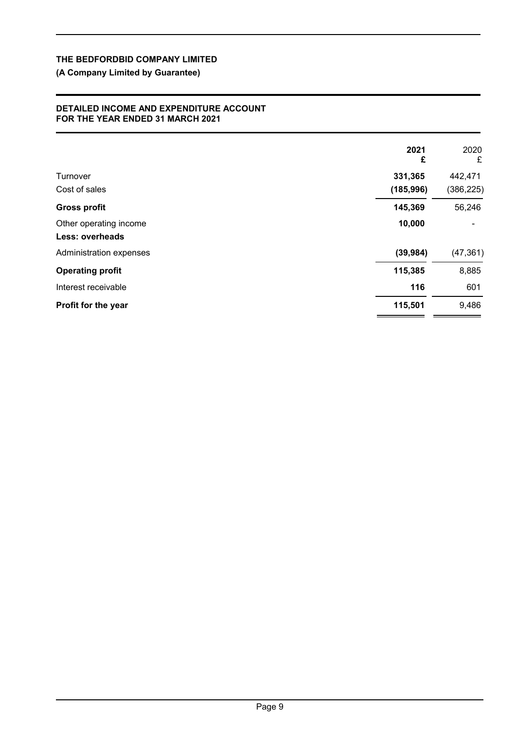**THE BEDFORDBID COMPANY LIMITED**

**(A Company Limited by Guarantee)**

**DETAILED INCOME AND EXPENDITURE ACCOUNT**
**FOR THE YEAR ENDED 31 MARCH 2021**

| | **2021** **£** | 2020 £ |
|---|---|---|
| Turnover | **331,365** | 442,471 |
| Cost of sales | **(185,996)** | (386,225) |
| **Gross profit** | **145,369** | 56,246 |
| Other operating income | **10,000** | - |
| **Less: overheads** | | |
| Administration expenses | **(39,984)** | (47,361) |
| **Operating profit** | **115,385** | 8,885 |
| Interest receivable | **116** | 601 |
| **Profit for the year** | **115,501** | 9,486 |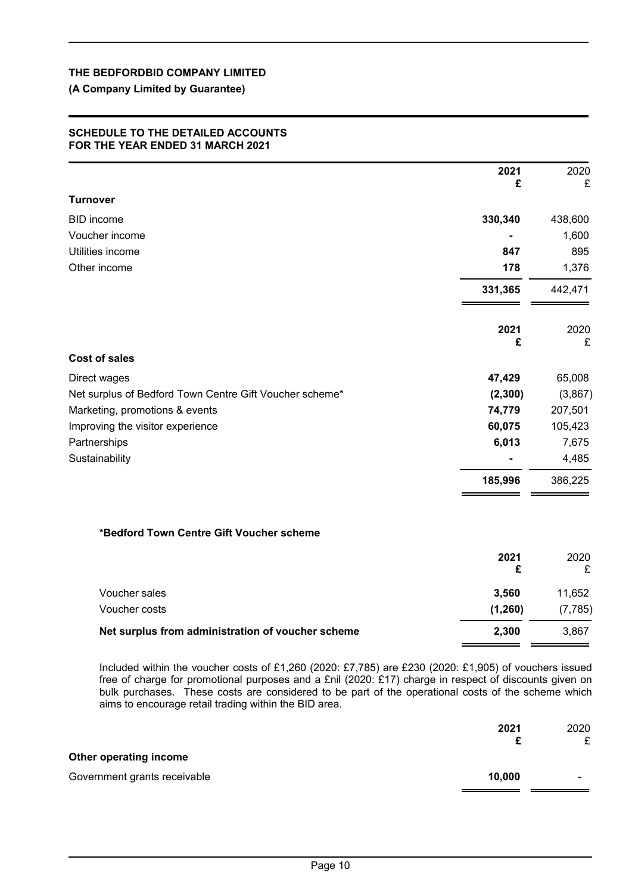**THE BEDFORDBID COMPANY LIMITED**

**(A Company Limited by Guarantee)**

**SCHEDULE TO THE DETAILED ACCOUNTS**
**FOR THE YEAR ENDED 31 MARCH 2021**

| | 2021 £ | 2020 £ |
|---|---|---|
| **Turnover** | | |
| BID income | **330,340** | 438,600 |
| Voucher income | **-** | 1,600 |
| Utilities income | **847** | 895 |
| Other income | **178** | 1,376 |
| | **331,365** | 442,471 |

| | 2021 £ | 2020 £ |
|---|---|---|
| **Cost of sales** | | |
| Direct wages | **47,429** | 65,008 |
| Net surplus of Bedford Town Centre Gift Voucher scheme* | **(2,300)** | (3,867) |
| Marketing, promotions & events | **74,779** | 207,501 |
| Improving the visitor experience | **60,075** | 105,423 |
| Partnerships | **6,013** | 7,675 |
| Sustainability | **-** | 4,485 |
| | **185,996** | 386,225 |

**\*Bedford Town Centre Gift Voucher scheme**

| | 2021 £ | 2020 £ |
|---|---|---|
| Voucher sales | **3,560** | 11,652 |
| Voucher costs | **(1,260)** | (7,785) |
| **Net surplus from administration of voucher scheme** | **2,300** | 3,867 |

Included within the voucher costs of £1,260 (2020: £7,785) are £230 (2020: £1,905) of vouchers issued free of charge for promotional purposes and a £nil (2020: £17) charge in respect of discounts given on bulk purchases. These costs are considered to be part of the operational costs of the scheme which aims to encourage retail trading within the BID area.

| | 2021 £ | 2020 £ |
|---|---|---|
| **Other operating income** | | |
| Government grants receivable | **10,000** | - |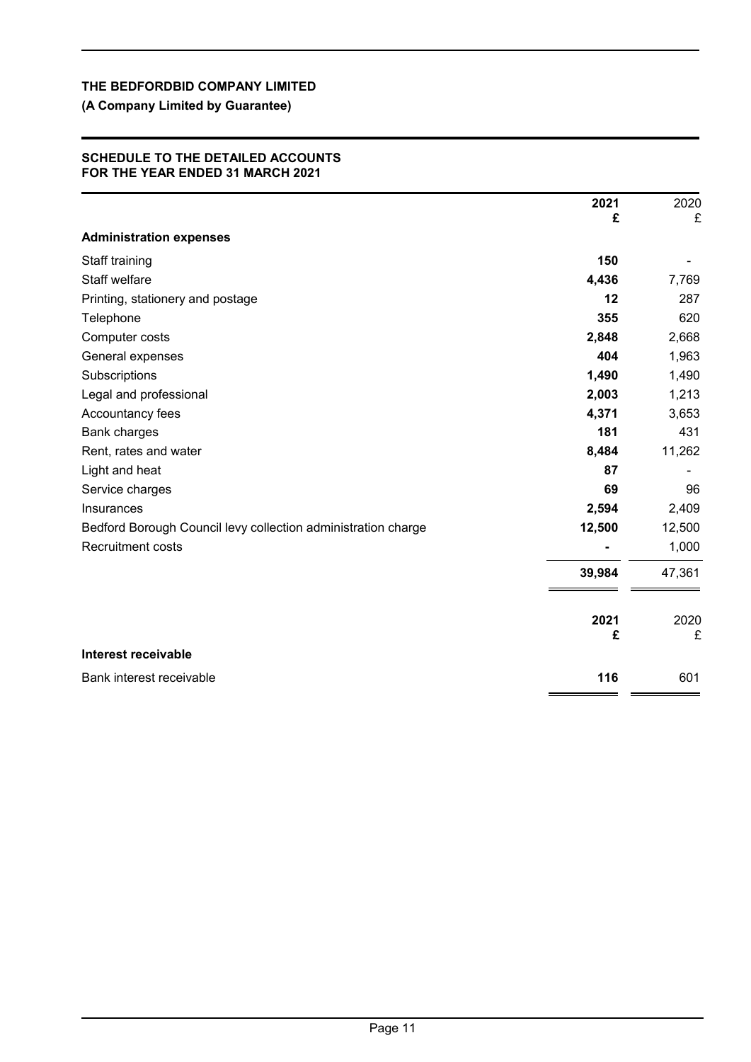**THE BEDFORDBID COMPANY LIMITED**

**(A Company Limited by Guarantee)**

**SCHEDULE TO THE DETAILED ACCOUNTS FOR THE YEAR ENDED 31 MARCH 2021**

| | **2021** | 2020 |
|---|---|---|
| | **£** | £ |
| **Administration expenses** | | |
| Staff training | **150** | - |
| Staff welfare | **4,436** | 7,769 |
| Printing, stationery and postage | **12** | 287 |
| Telephone | **355** | 620 |
| Computer costs | **2,848** | 2,668 |
| General expenses | **404** | 1,963 |
| Subscriptions | **1,490** | 1,490 |
| Legal and professional | **2,003** | 1,213 |
| Accountancy fees | **4,371** | 3,653 |
| Bank charges | **181** | 431 |
| Rent, rates and water | **8,484** | 11,262 |
| Light and heat | **87** | - |
| Service charges | **69** | 96 |
| Insurances | **2,594** | 2,409 |
| Bedford Borough Council levy collection administration charge | **12,500** | 12,500 |
| Recruitment costs | **-** | 1,000 |
| | **39,984** | 47,361 |

| | **2021** | 2020 |
|---|---|---|
| | **£** | £ |
| **Interest receivable** | | |
| Bank interest receivable | **116** | 601 |